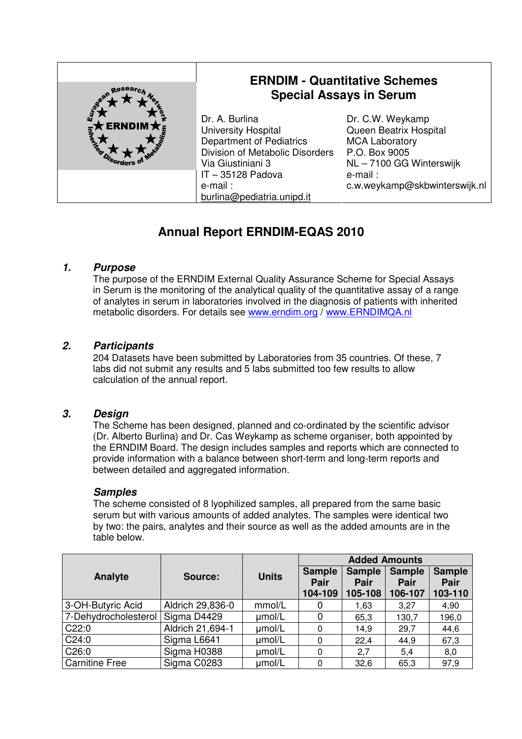# ERNDIM - Quantitative Schemes
## Special Assays in Serum

| Dr. A. Burlina | Dr. C.W. Weykamp |
|---|---|
| University Hospital | Queen Beatrix Hospital |
| Department of Pediatrics | MCA Laboratory |
| Division of Metabolic Disorders | P.O. Box 9005 |
| Via Giustiniani 3 | NL – 7100 GG Winterswijk |
| IT – 35128 Padova | e-mail : |
| e-mail : | c.w.weykamp@skbwinterswijk.nl |
| burlina@pediatria.unipd.it | |

# Annual Report ERNDIM-EQAS 2010

## *1. Purpose*

The purpose of the ERNDIM External Quality Assurance Scheme for Special Assays in Serum is the monitoring of the analytical quality of the quantitative assay of a range of analytes in serum in laboratories involved in the diagnosis of patients with inherited metabolic disorders. For details see www.erndim.org / www.ERNDIMQA.nl

## *2. Participants*

204 Datasets have been submitted by Laboratories from 35 countries. Of these, 7 labs did not submit any results and 5 labs submitted too few results to allow calculation of the annual report.

## *3. Design*

The Scheme has been designed, planned and co-ordinated by the scientific advisor (Dr. Alberto Burlina) and Dr. Cas Weykamp as scheme organiser, both appointed by the ERNDIM Board. The design includes samples and reports which are connected to provide information with a balance between short-term and long-term reports and between detailed and aggregated information.

### *Samples*

The scheme consisted of 8 lyophilized samples, all prepared from the same basic serum but with various amounts of added analytes. The samples were identical two by two: the pairs, analytes and their source as well as the added amounts are in the table below.

| Analyte | Source: | Units | Added Amounts | | | |
|---|---|---|---|---|---|---|
| | | | Sample Pair 104-109 | Sample Pair 105-108 | Sample Pair 106-107 | Sample Pair 103-110 |
| 3-OH-Butyric Acid | Aldrich 29,836-0 | mmol/L | 0 | 1,63 | 3,27 | 4,90 |
| 7-Dehydrocholesterol | Sigma D4429 | µmol/L | 0 | 65,3 | 130,7 | 196,0 |
| C22:0 | Aldrich 21,694-1 | µmol/L | 0 | 14,9 | 29,7 | 44,6 |
| C24:0 | Sigma L6641 | µmol/L | 0 | 22,4 | 44,9 | 67,3 |
| C26:0 | Sigma H0388 | µmol/L | 0 | 2,7 | 5,4 | 8,0 |
| Carnitine Free | Sigma C0283 | µmol/L | 0 | 32,6 | 65,3 | 97,9 |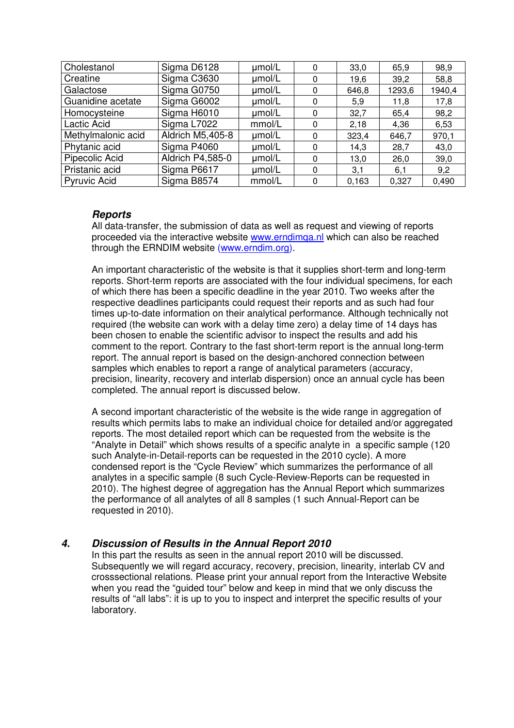| Cholestanol | Sigma D6128 | µmol/L | 0 | 33,0 | 65,9 | 98,9 |
|---|---|---|---|---|---|---|
| Creatine | Sigma C3630 | µmol/L | 0 | 19,6 | 39,2 | 58,8 |
| Galactose | Sigma G0750 | µmol/L | 0 | 646,8 | 1293,6 | 1940,4 |
| Guanidine acetate | Sigma G6002 | µmol/L | 0 | 5,9 | 11,8 | 17,8 |
| Homocysteine | Sigma H6010 | µmol/L | 0 | 32,7 | 65,4 | 98,2 |
| Lactic Acid | Sigma L7022 | mmol/L | 0 | 2,18 | 4,36 | 6,53 |
| Methylmalonic acid | Aldrich M5,405-8 | µmol/L | 0 | 323,4 | 646,7 | 970,1 |
| Phytanic acid | Sigma P4060 | µmol/L | 0 | 14,3 | 28,7 | 43,0 |
| Pipecolic Acid | Aldrich P4,585-0 | µmol/L | 0 | 13,0 | 26,0 | 39,0 |
| Pristanic acid | Sigma P6617 | µmol/L | 0 | 3,1 | 6,1 | 9,2 |
| Pyruvic Acid | Sigma B8574 | mmol/L | 0 | 0,163 | 0,327 | 0,490 |

### *Reports*

All data-transfer, the submission of data as well as request and viewing of reports proceeded via the interactive website www.erndimqa.nl which can also be reached through the ERNDIM website (www.erndim.org).

An important characteristic of the website is that it supplies short-term and long-term reports. Short-term reports are associated with the four individual specimens, for each of which there has been a specific deadline in the year 2010. Two weeks after the respective deadlines participants could request their reports and as such had four times up-to-date information on their analytical performance. Although technically not required (the website can work with a delay time zero) a delay time of 14 days has been chosen to enable the scientific advisor to inspect the results and add his comment to the report. Contrary to the fast short-term report is the annual long-term report. The annual report is based on the design-anchored connection between samples which enables to report a range of analytical parameters (accuracy, precision, linearity, recovery and interlab dispersion) once an annual cycle has been completed. The annual report is discussed below.

A second important characteristic of the website is the wide range in aggregation of results which permits labs to make an individual choice for detailed and/or aggregated reports. The most detailed report which can be requested from the website is the "Analyte in Detail" which shows results of a specific analyte in a specific sample (120 such Analyte-in-Detail-reports can be requested in the 2010 cycle). A more condensed report is the "Cycle Review" which summarizes the performance of all analytes in a specific sample (8 such Cycle-Review-Reports can be requested in 2010). The highest degree of aggregation has the Annual Report which summarizes the performance of all analytes of all 8 samples (1 such Annual-Report can be requested in 2010).

## *4. Discussion of Results in the Annual Report 2010*

In this part the results as seen in the annual report 2010 will be discussed. Subsequently we will regard accuracy, recovery, precision, linearity, interlab CV and crosssectional relations. Please print your annual report from the Interactive Website when you read the "guided tour" below and keep in mind that we only discuss the results of "all labs": it is up to you to inspect and interpret the specific results of your laboratory.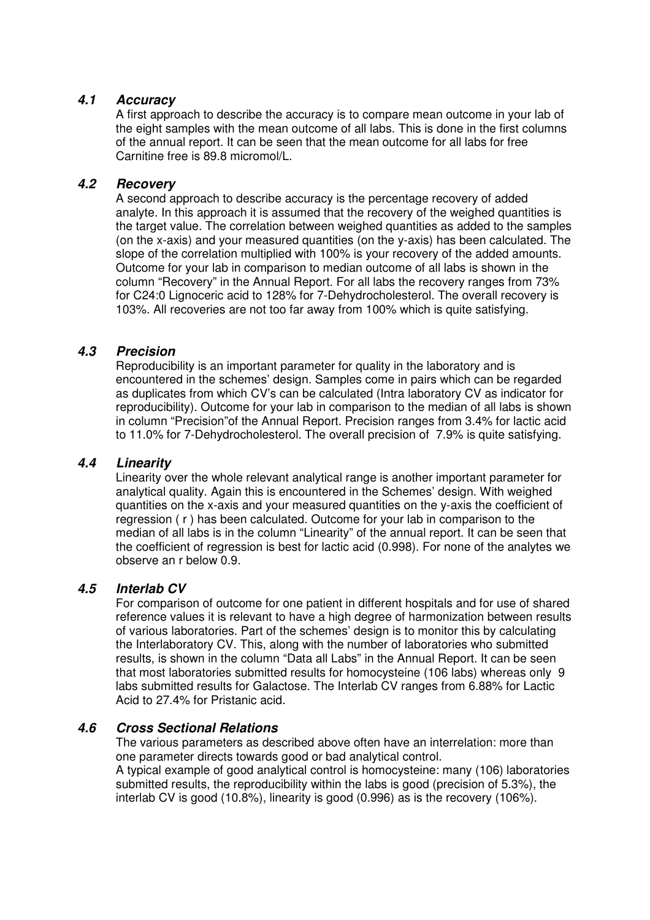### *4.1 Accuracy*

A first approach to describe the accuracy is to compare mean outcome in your lab of the eight samples with the mean outcome of all labs. This is done in the first columns of the annual report. It can be seen that the mean outcome for all labs for free Carnitine free is 89.8 micromol/L.

### *4.2 Recovery*

A second approach to describe accuracy is the percentage recovery of added analyte. In this approach it is assumed that the recovery of the weighed quantities is the target value. The correlation between weighed quantities as added to the samples (on the x-axis) and your measured quantities (on the y-axis) has been calculated. The slope of the correlation multiplied with 100% is your recovery of the added amounts. Outcome for your lab in comparison to median outcome of all labs is shown in the column "Recovery" in the Annual Report. For all labs the recovery ranges from 73% for C24:0 Lignoceric acid to 128% for 7-Dehydrocholesterol. The overall recovery is 103%. All recoveries are not too far away from 100% which is quite satisfying.

### *4.3 Precision*

Reproducibility is an important parameter for quality in the laboratory and is encountered in the schemes' design. Samples come in pairs which can be regarded as duplicates from which CV's can be calculated (Intra laboratory CV as indicator for reproducibility). Outcome for your lab in comparison to the median of all labs is shown in column "Precision"of the Annual Report. Precision ranges from 3.4% for lactic acid to 11.0% for 7-Dehydrocholesterol. The overall precision of 7.9% is quite satisfying.

### *4.4 Linearity*

Linearity over the whole relevant analytical range is another important parameter for analytical quality. Again this is encountered in the Schemes' design. With weighed quantities on the x-axis and your measured quantities on the y-axis the coefficient of regression ( r ) has been calculated. Outcome for your lab in comparison to the median of all labs is in the column "Linearity" of the annual report. It can be seen that the coefficient of regression is best for lactic acid (0.998). For none of the analytes we observe an r below 0.9.

### *4.5 Interlab CV*

For comparison of outcome for one patient in different hospitals and for use of shared reference values it is relevant to have a high degree of harmonization between results of various laboratories. Part of the schemes' design is to monitor this by calculating the Interlaboratory CV. This, along with the number of laboratories who submitted results, is shown in the column "Data all Labs" in the Annual Report. It can be seen that most laboratories submitted results for homocysteine (106 labs) whereas only 9 labs submitted results for Galactose. The Interlab CV ranges from 6.88% for Lactic Acid to 27.4% for Pristanic acid.

### *4.6 Cross Sectional Relations*

The various parameters as described above often have an interrelation: more than one parameter directs towards good or bad analytical control.
A typical example of good analytical control is homocysteine: many (106) laboratories submitted results, the reproducibility within the labs is good (precision of 5.3%), the interlab CV is good (10.8%), linearity is good (0.996) as is the recovery (106%).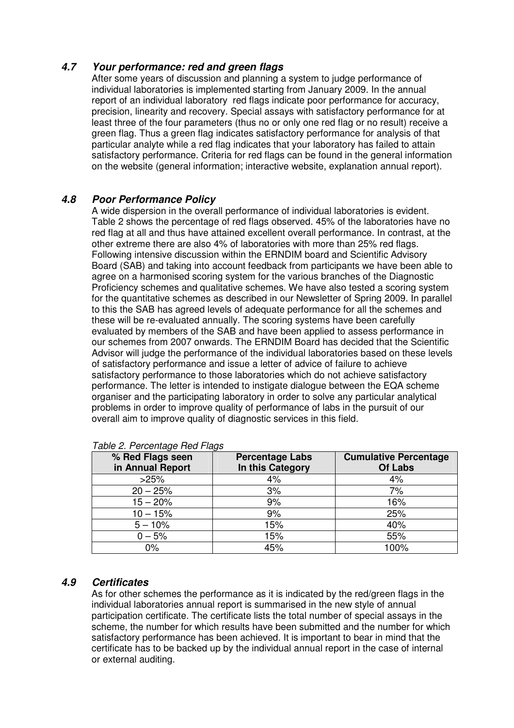### *4.7 Your performance: red and green flags*

After some years of discussion and planning a system to judge performance of individual laboratories is implemented starting from January 2009. In the annual report of an individual laboratory red flags indicate poor performance for accuracy, precision, linearity and recovery. Special assays with satisfactory performance for at least three of the four parameters (thus no or only one red flag or no result) receive a green flag. Thus a green flag indicates satisfactory performance for analysis of that particular analyte while a red flag indicates that your laboratory has failed to attain satisfactory performance. Criteria for red flags can be found in the general information on the website (general information; interactive website, explanation annual report).

### *4.8 Poor Performance Policy*

A wide dispersion in the overall performance of individual laboratories is evident. Table 2 shows the percentage of red flags observed. 45% of the laboratories have no red flag at all and thus have attained excellent overall performance. In contrast, at the other extreme there are also 4% of laboratories with more than 25% red flags. Following intensive discussion within the ERNDIM board and Scientific Advisory Board (SAB) and taking into account feedback from participants we have been able to agree on a harmonised scoring system for the various branches of the Diagnostic Proficiency schemes and qualitative schemes. We have also tested a scoring system for the quantitative schemes as described in our Newsletter of Spring 2009. In parallel to this the SAB has agreed levels of adequate performance for all the schemes and these will be re-evaluated annually. The scoring systems have been carefully evaluated by members of the SAB and have been applied to assess performance in our schemes from 2007 onwards. The ERNDIM Board has decided that the Scientific Advisor will judge the performance of the individual laboratories based on these levels of satisfactory performance and issue a letter of advice of failure to achieve satisfactory performance to those laboratories which do not achieve satisfactory performance. The letter is intended to instigate dialogue between the EQA scheme organiser and the participating laboratory in order to solve any particular analytical problems in order to improve quality of performance of labs in the pursuit of our overall aim to improve quality of diagnostic services in this field.

*Table 2. Percentage Red Flags*

| % Red Flags seen in Annual Report | Percentage Labs In this Category | Cumulative Percentage Of Labs |
| --- | --- | --- |
| >25% | 4% | 4% |
| 20 – 25% | 3% | 7% |
| 15 – 20% | 9% | 16% |
| 10 – 15% | 9% | 25% |
| 5 – 10% | 15% | 40% |
| 0 – 5% | 15% | 55% |
| 0% | 45% | 100% |

### *4.9 Certificates*

As for other schemes the performance as it is indicated by the red/green flags in the individual laboratories annual report is summarised in the new style of annual participation certificate. The certificate lists the total number of special assays in the scheme, the number for which results have been submitted and the number for which satisfactory performance has been achieved. It is important to bear in mind that the certificate has to be backed up by the individual annual report in the case of internal or external auditing.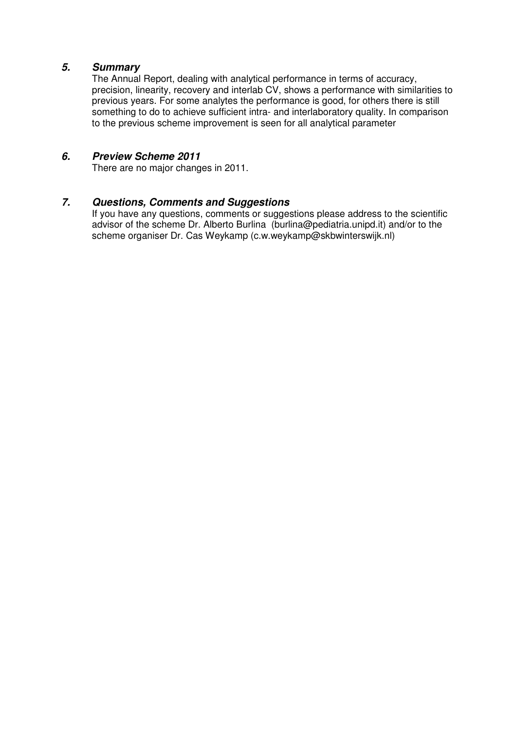## *5. Summary*

The Annual Report, dealing with analytical performance in terms of accuracy, precision, linearity, recovery and interlab CV, shows a performance with similarities to previous years. For some analytes the performance is good, for others there is still something to do to achieve sufficient intra- and interlaboratory quality. In comparison to the previous scheme improvement is seen for all analytical parameter

## *6. Preview Scheme 2011*

There are no major changes in 2011.

## *7. Questions, Comments and Suggestions*

If you have any questions, comments or suggestions please address to the scientific advisor of the scheme Dr. Alberto Burlina (burlina@pediatria.unipd.it) and/or to the scheme organiser Dr. Cas Weykamp (c.w.weykamp@skbwinterswijk.nl)